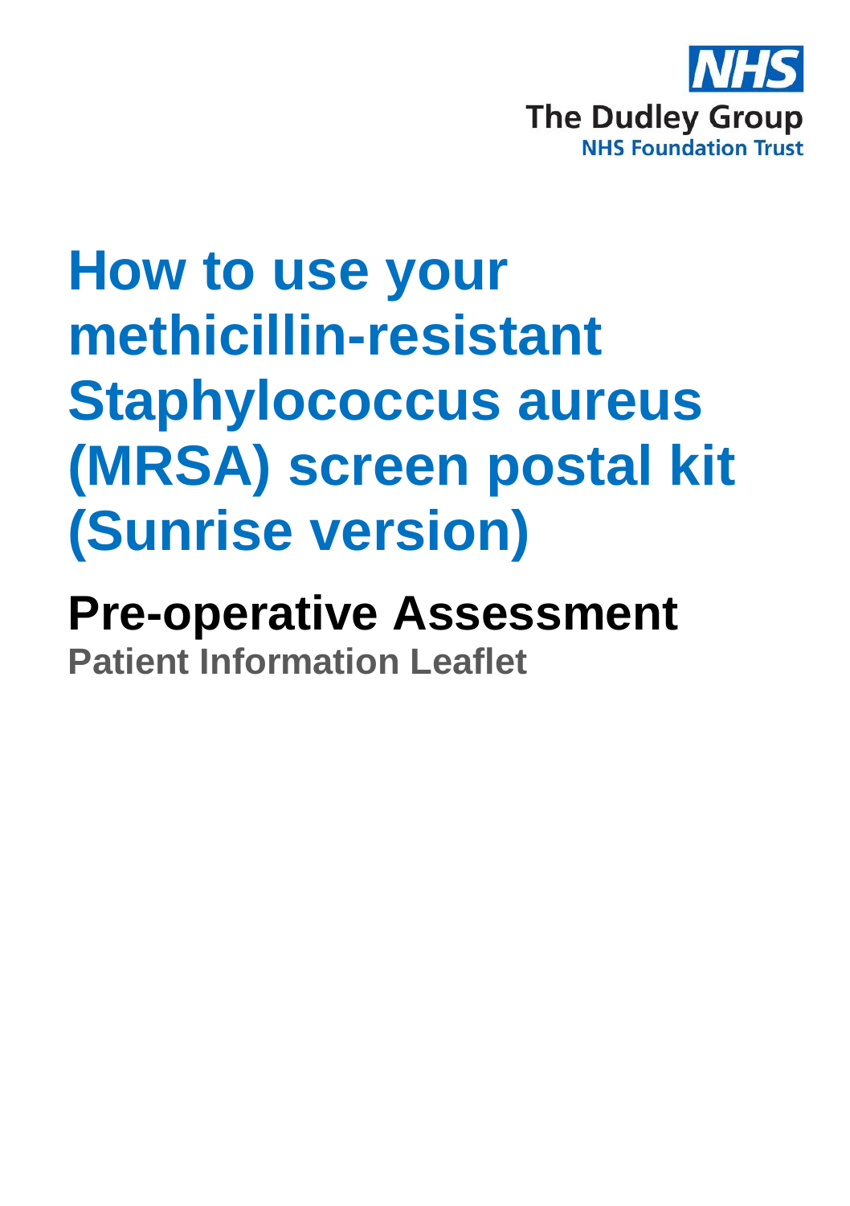NHS

The Dudley Group
NHS Foundation Trust

# How to use your methicillin-resistant Staphylococcus aureus (MRSA) screen postal kit (Sunrise version)

## Pre-operative Assessment

**Patient Information Leaflet**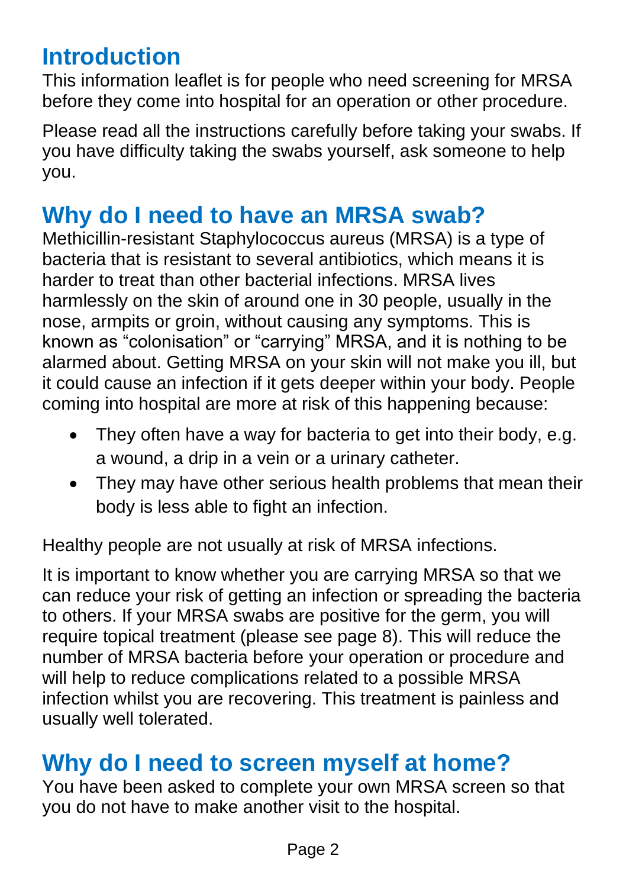## Introduction

This information leaflet is for people who need screening for MRSA before they come into hospital for an operation or other procedure.

Please read all the instructions carefully before taking your swabs. If you have difficulty taking the swabs yourself, ask someone to help you.

## Why do I need to have an MRSA swab?

Methicillin-resistant Staphylococcus aureus (MRSA) is a type of bacteria that is resistant to several antibiotics, which means it is harder to treat than other bacterial infections. MRSA lives harmlessly on the skin of around one in 30 people, usually in the nose, armpits or groin, without causing any symptoms. This is known as "colonisation" or "carrying" MRSA, and it is nothing to be alarmed about. Getting MRSA on your skin will not make you ill, but it could cause an infection if it gets deeper within your body. People coming into hospital are more at risk of this happening because:

- They often have a way for bacteria to get into their body, e.g. a wound, a drip in a vein or a urinary catheter.
- They may have other serious health problems that mean their body is less able to fight an infection.

Healthy people are not usually at risk of MRSA infections.

It is important to know whether you are carrying MRSA so that we can reduce your risk of getting an infection or spreading the bacteria to others. If your MRSA swabs are positive for the germ, you will require topical treatment (please see page 8). This will reduce the number of MRSA bacteria before your operation or procedure and will help to reduce complications related to a possible MRSA infection whilst you are recovering. This treatment is painless and usually well tolerated.

## Why do I need to screen myself at home?

You have been asked to complete your own MRSA screen so that you do not have to make another visit to the hospital.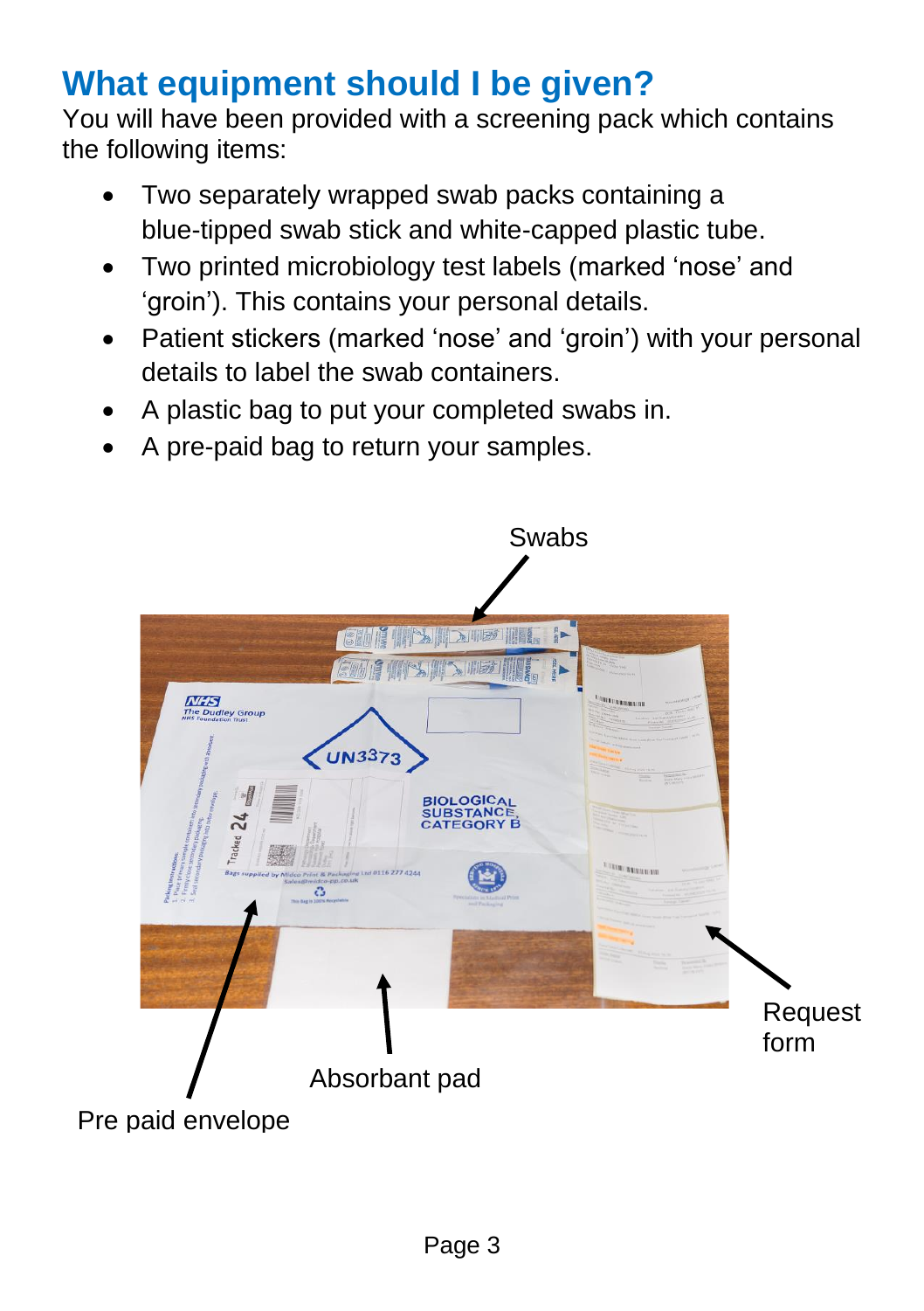## What equipment should I be given?

You will have been provided with a screening pack which contains the following items:

- Two separately wrapped swab packs containing a blue-tipped swab stick and white-capped plastic tube.
- Two printed microbiology test labels (marked 'nose' and 'groin'). This contains your personal details.
- Patient stickers (marked 'nose' and 'groin') with your personal details to label the swab containers.
- A plastic bag to put your completed swabs in.
- A pre-paid bag to return your samples.

Swabs

Request form

Absorbant pad

Pre paid envelope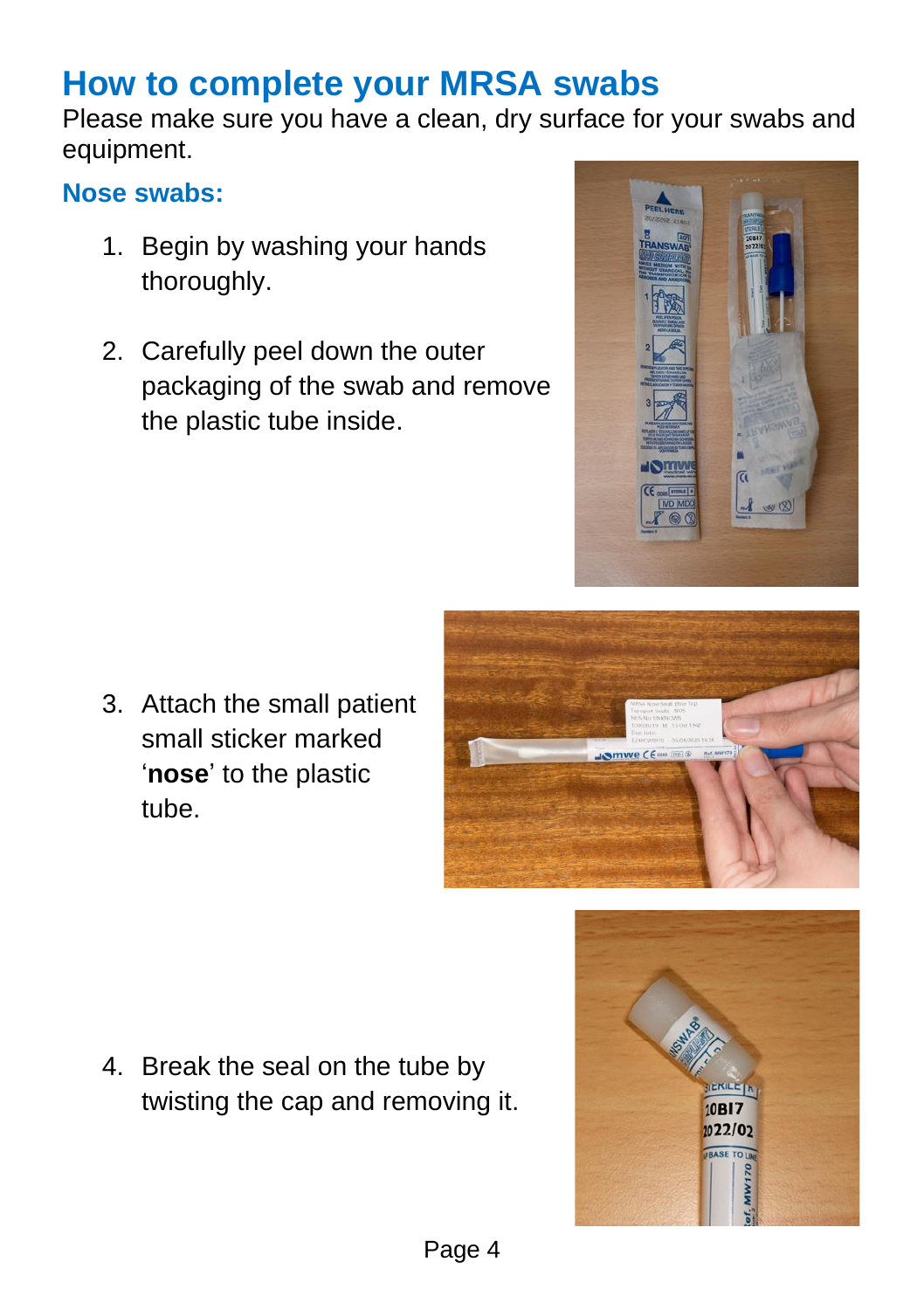# How to complete your MRSA swabs

Please make sure you have a clean, dry surface for your swabs and equipment.

## Nose swabs:

1. Begin by washing your hands thoroughly.
2. Carefully peel down the outer packaging of the swab and remove the plastic tube inside.
3. Attach the small patient small sticker marked ‘**nose**’ to the plastic tube.
4. Break the seal on the tube by twisting the cap and removing it.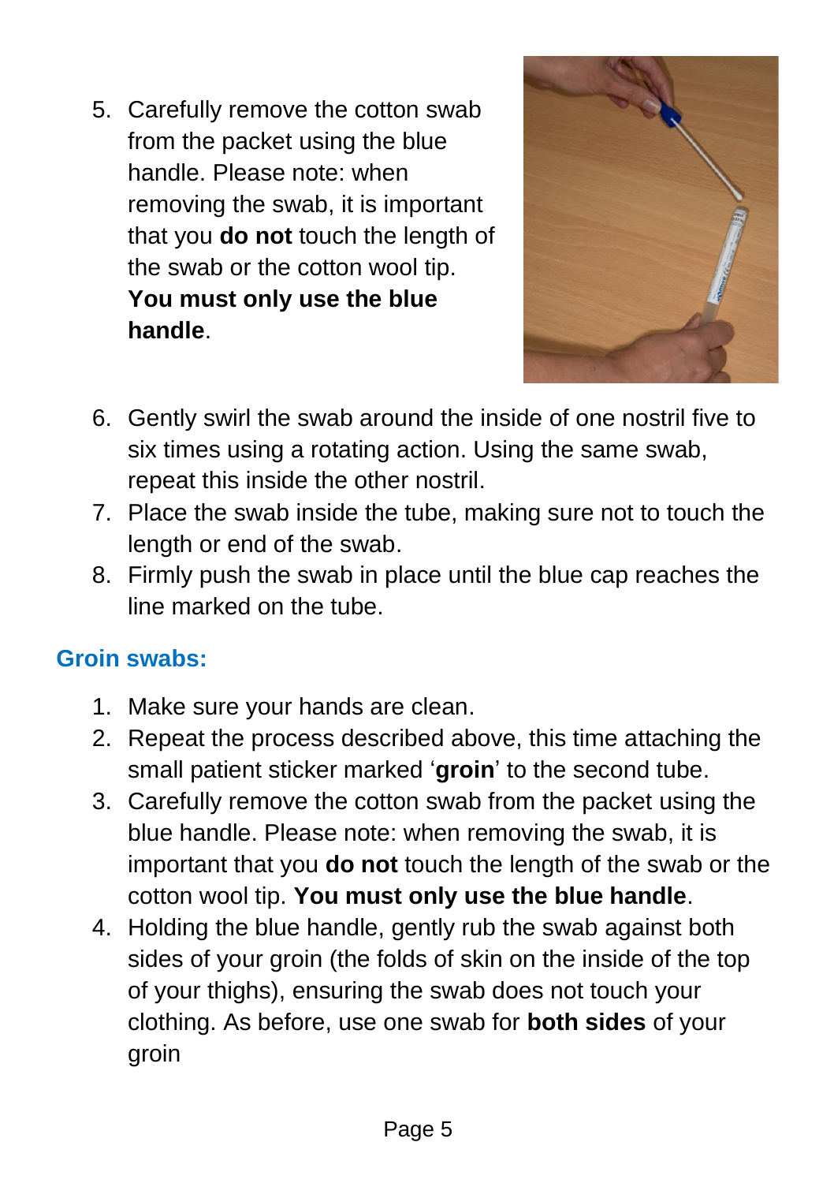5. Carefully remove the cotton swab from the packet using the blue handle. Please note: when removing the swab, it is important that you **do not** touch the length of the swab or the cotton wool tip. **You must only use the blue handle**.
6. Gently swirl the swab around the inside of one nostril five to six times using a rotating action. Using the same swab, repeat this inside the other nostril.
7. Place the swab inside the tube, making sure not to touch the length or end of the swab.
8. Firmly push the swab in place until the blue cap reaches the line marked on the tube.

## Groin swabs:

1. Make sure your hands are clean.
2. Repeat the process described above, this time attaching the small patient sticker marked '**groin**' to the second tube.
3. Carefully remove the cotton swab from the packet using the blue handle. Please note: when removing the swab, it is important that you **do not** touch the length of the swab or the cotton wool tip. **You must only use the blue handle**.
4. Holding the blue handle, gently rub the swab against both sides of your groin (the folds of skin on the inside of the top of your thighs), ensuring the swab does not touch your clothing. As before, use one swab for **both sides** of your groin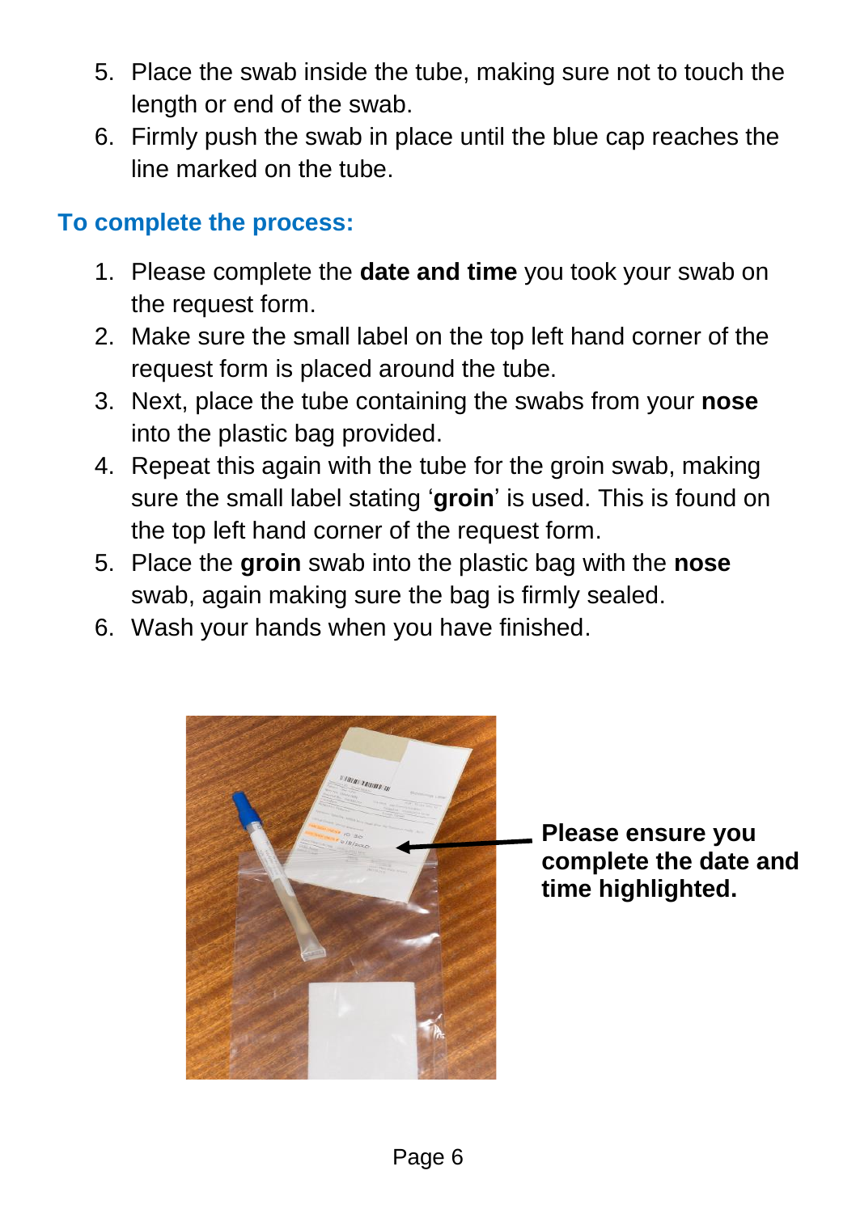5. Place the swab inside the tube, making sure not to touch the length or end of the swab.
6. Firmly push the swab in place until the blue cap reaches the line marked on the tube.

## To complete the process:

1. Please complete the **date and time** you took your swab on the request form.
2. Make sure the small label on the top left hand corner of the request form is placed around the tube.
3. Next, place the tube containing the swabs from your **nose** into the plastic bag provided.
4. Repeat this again with the tube for the groin swab, making sure the small label stating '**groin**' is used. This is found on the top left hand corner of the request form.
5. Place the **groin** swab into the plastic bag with the **nose** swab, again making sure the bag is firmly sealed.
6. Wash your hands when you have finished.

**Please ensure you complete the date and time highlighted.**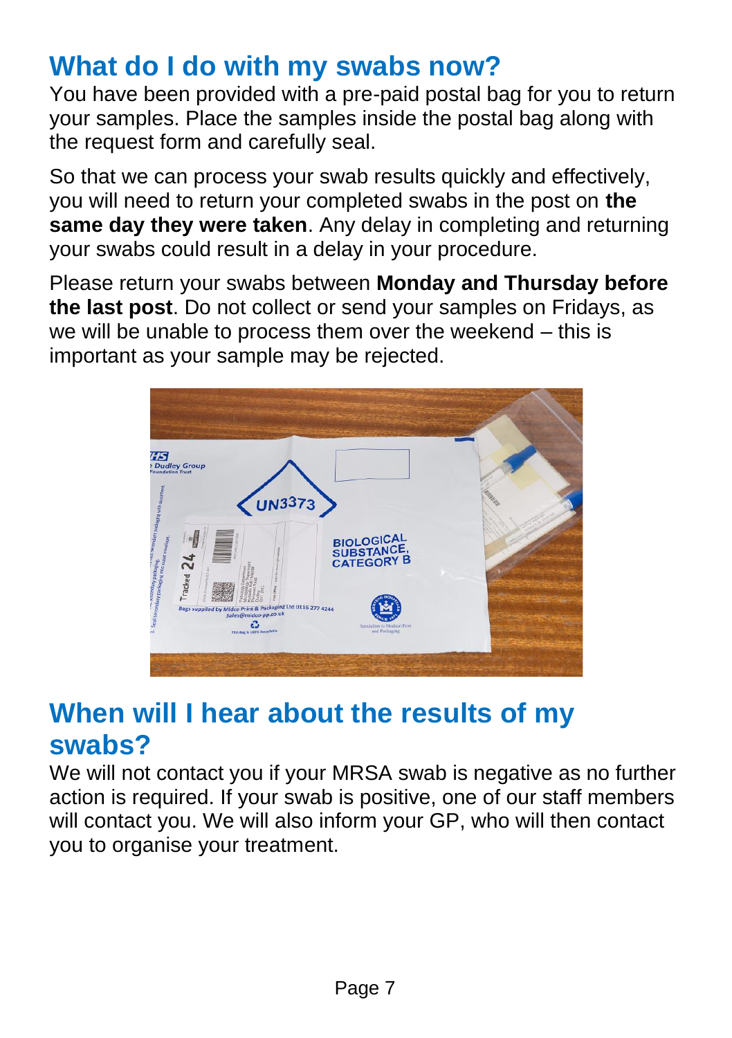## What do I do with my swabs now?

You have been provided with a pre-paid postal bag for you to return your samples. Place the samples inside the postal bag along with the request form and carefully seal.

So that we can process your swab results quickly and effectively, you will need to return your completed swabs in the post on **the same day they were taken**. Any delay in completing and returning your swabs could result in a delay in your procedure.

Please return your swabs between **Monday and Thursday before the last post**. Do not collect or send your samples on Fridays, as we will be unable to process them over the weekend – this is important as your sample may be rejected.

## When will I hear about the results of my swabs?

We will not contact you if your MRSA swab is negative as no further action is required. If your swab is positive, one of our staff members will contact you. We will also inform your GP, who will then contact you to organise your treatment.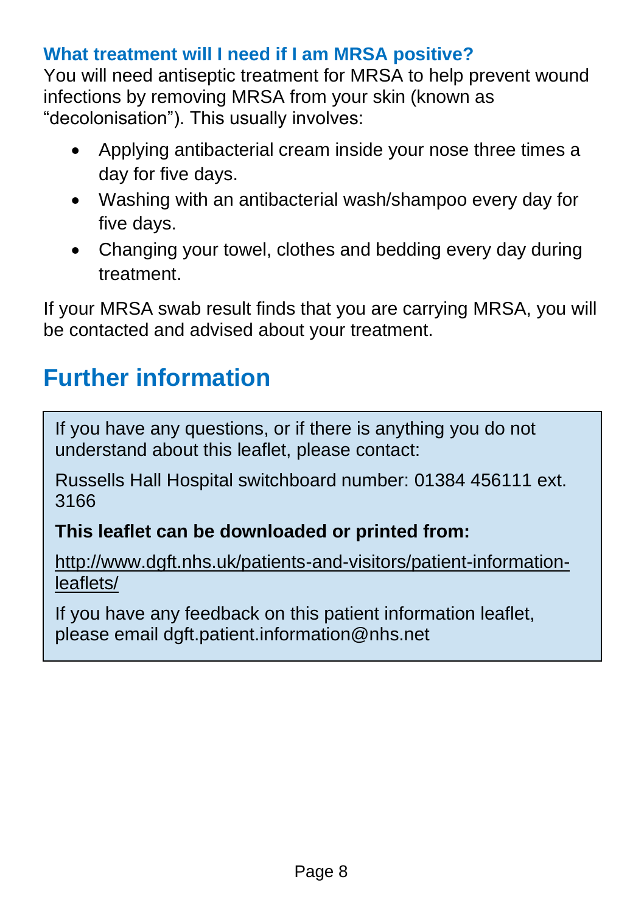### What treatment will I need if I am MRSA positive?

You will need antiseptic treatment for MRSA to help prevent wound infections by removing MRSA from your skin (known as “decolonisation”). This usually involves:

- Applying antibacterial cream inside your nose three times a day for five days.
- Washing with an antibacterial wash/shampoo every day for five days.
- Changing your towel, clothes and bedding every day during treatment.

If your MRSA swab result finds that you are carrying MRSA, you will be contacted and advised about your treatment.

## Further information

If you have any questions, or if there is anything you do not understand about this leaflet, please contact:

Russells Hall Hospital switchboard number: 01384 456111 ext. 3166

**This leaflet can be downloaded or printed from:**

http://www.dgft.nhs.uk/patients-and-visitors/patient-information-leaflets/

If you have any feedback on this patient information leaflet, please email dgft.patient.information@nhs.net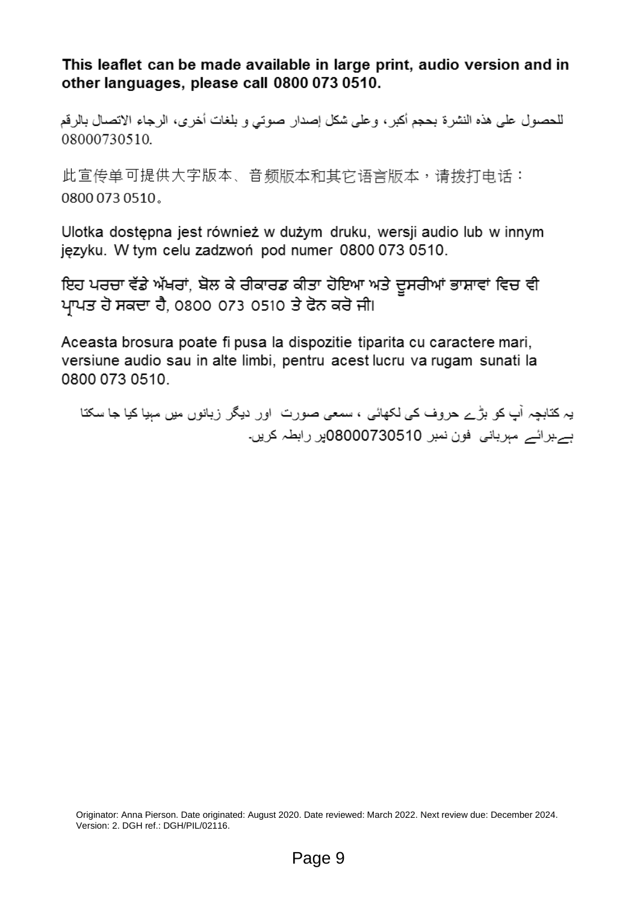**This leaflet can be made available in large print, audio version and in other languages, please call 0800 073 0510.**

للحصول على هذه النشرة بحجم أكبر، وعلى شكل إصدار صوتي و بلغات أخرى، الرجاء الاتصال بالرقم 08000730510.

此宣传单可提供大字版本、音频版本和其它语言版本，请拨打电话：0800 073 0510。

Ulotka dostępna jest również w dużym druku, wersji audio lub w innym języku. W tym celu zadzwoń pod numer 0800 073 0510.

ਇਹ ਪਰਚਾ ਵੱਡੇ ਅੱਖਰਾਂ, ਬੋਲ ਕੇ ਰੀਕਾਰਡ ਕੀਤਾ ਹੋਇਆ ਅਤੇ ਦੂਸਰੀਆਂ ਭਾਸ਼ਾਵਾਂ ਵਿਚ ਵੀ ਪ੍ਰਾਪਤ ਹੋ ਸਕਦਾ ਹੈ, 0800 073 0510 ਤੇ ਫੋਨ ਕਰੋ ਜੀ।

Aceasta brosura poate fi pusa la dispozitie tiparita cu caractere mari, versiune audio sau in alte limbi, pentru acest lucru va rugam sunati la 0800 073 0510.

یہ کتابچہ آپ کو بڑے حروف کی لکھائی ، سمعی صورت اور دیگر زبانوں میں مہیا کیا جا سکتا ہے۔برائے مہربانی فون نمبر 08000730510پر رابطہ کریں۔

Originator: Anna Pierson. Date originated: August 2020. Date reviewed: March 2022. Next review due: December 2024. Version: 2. DGH ref.: DGH/PIL/02116.